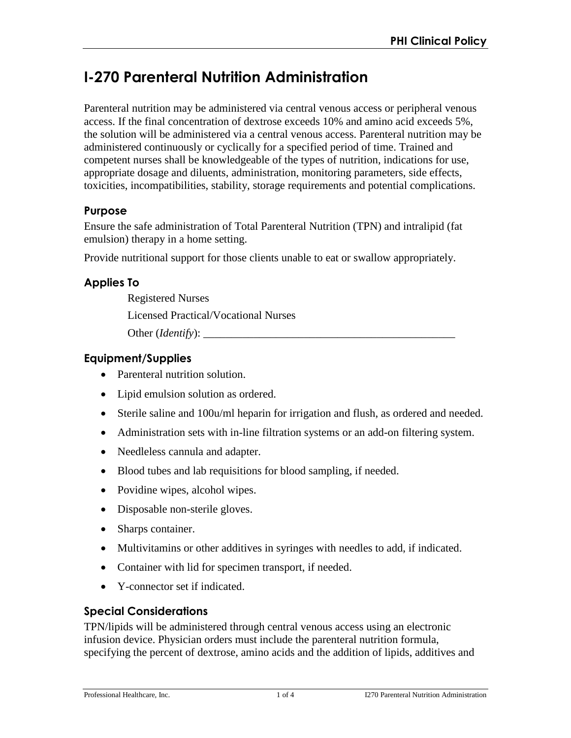# I-270 Parenteral Nutrition Administration

Parenteral nutrition may be administered via central venous access or peripheral venous access. If the final concentration of dextrose exceeds 10% and amino acid exceeds 5%, the solution will be administered via a central venous access. Parenteral nutrition may be administered continuously or cyclically for a specified period of time. Trained and competent nurses shall be knowledgeable of the types of nutrition, indications for use, appropriate dosage and diluents, administration, monitoring parameters, side effects, toxicities, incompatibilities, stability, storage requirements and potential complications.

## Purpose

Ensure the safe administration of Total Parenteral Nutrition (TPN) and intralipid (fat emulsion) therapy in a home setting.

Provide nutritional support for those clients unable to eat or swallow appropriately.

## Applies To

Registered Nurses

Licensed Practical/Vocational Nurses

Other (*Identify*): _______________________________________________

## Equipment/Supplies

- Parenteral nutrition solution.
- Lipid emulsion solution as ordered.
- Sterile saline and 100u/ml heparin for irrigation and flush, as ordered and needed.
- Administration sets with in-line filtration systems or an add-on filtering system.
- Needleless cannula and adapter.
- Blood tubes and lab requisitions for blood sampling, if needed.
- Povidine wipes, alcohol wipes.
- Disposable non-sterile gloves.
- Sharps container.
- Multivitamins or other additives in syringes with needles to add, if indicated.
- Container with lid for specimen transport, if needed.
- Y-connector set if indicated.

## Special Considerations

TPN/lipids will be administered through central venous access using an electronic infusion device. Physician orders must include the parenteral nutrition formula, specifying the percent of dextrose, amino acids and the addition of lipids, additives and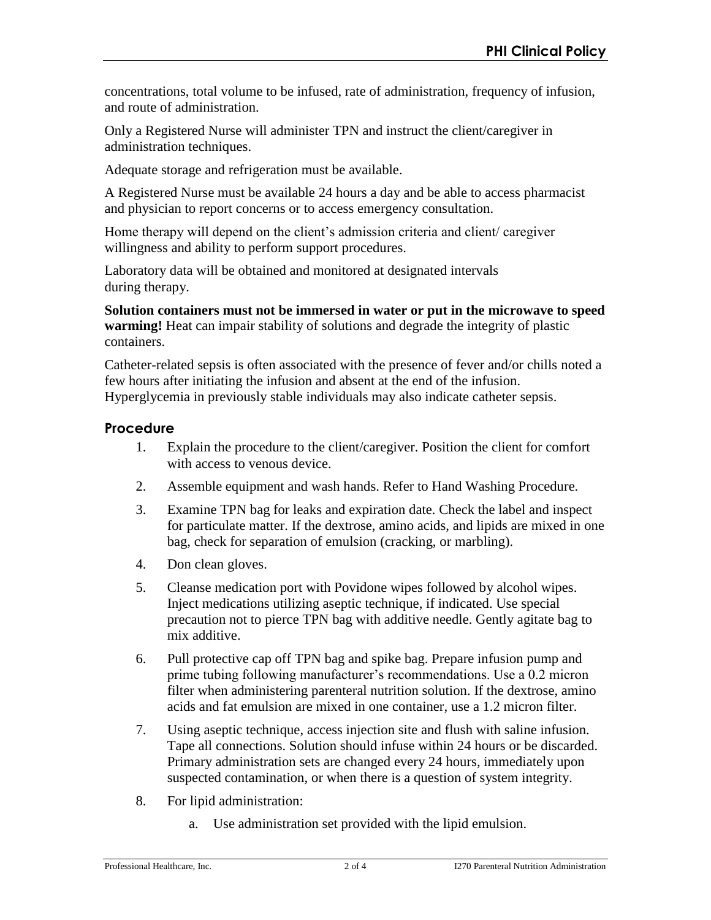concentrations, total volume to be infused, rate of administration, frequency of infusion, and route of administration.

Only a Registered Nurse will administer TPN and instruct the client/caregiver in administration techniques.

Adequate storage and refrigeration must be available.

A Registered Nurse must be available 24 hours a day and be able to access pharmacist and physician to report concerns or to access emergency consultation.

Home therapy will depend on the client's admission criteria and client/ caregiver willingness and ability to perform support procedures.

Laboratory data will be obtained and monitored at designated intervals during therapy.

**Solution containers must not be immersed in water or put in the microwave to speed warming!** Heat can impair stability of solutions and degrade the integrity of plastic containers.

Catheter-related sepsis is often associated with the presence of fever and/or chills noted a few hours after initiating the infusion and absent at the end of the infusion. Hyperglycemia in previously stable individuals may also indicate catheter sepsis.

## Procedure

1. Explain the procedure to the client/caregiver. Position the client for comfort with access to venous device.
2. Assemble equipment and wash hands. Refer to Hand Washing Procedure.
3. Examine TPN bag for leaks and expiration date. Check the label and inspect for particulate matter. If the dextrose, amino acids, and lipids are mixed in one bag, check for separation of emulsion (cracking, or marbling).
4. Don clean gloves.
5. Cleanse medication port with Povidone wipes followed by alcohol wipes. Inject medications utilizing aseptic technique, if indicated. Use special precaution not to pierce TPN bag with additive needle. Gently agitate bag to mix additive.
6. Pull protective cap off TPN bag and spike bag. Prepare infusion pump and prime tubing following manufacturer's recommendations. Use a 0.2 micron filter when administering parenteral nutrition solution. If the dextrose, amino acids and fat emulsion are mixed in one container, use a 1.2 micron filter.
7. Using aseptic technique, access injection site and flush with saline infusion. Tape all connections. Solution should infuse within 24 hours or be discarded. Primary administration sets are changed every 24 hours, immediately upon suspected contamination, or when there is a question of system integrity.
8. For lipid administration:
    a. Use administration set provided with the lipid emulsion.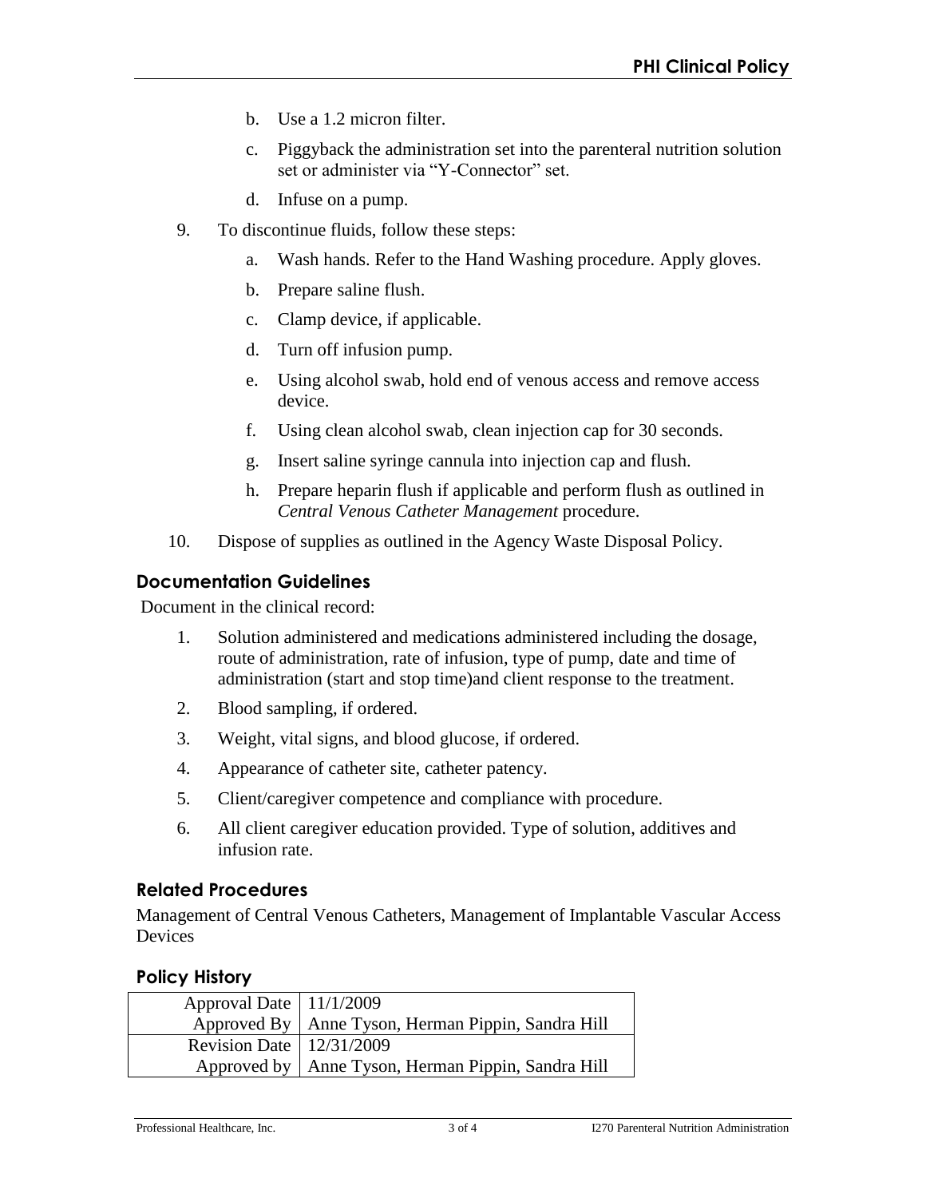b. Use a 1.2 micron filter.

c. Piggyback the administration set into the parenteral nutrition solution set or administer via "Y-Connector" set.

d. Infuse on a pump.

9. To discontinue fluids, follow these steps:

   a. Wash hands. Refer to the Hand Washing procedure. Apply gloves.

   b. Prepare saline flush.

   c. Clamp device, if applicable.

   d. Turn off infusion pump.

   e. Using alcohol swab, hold end of venous access and remove access device.

   f. Using clean alcohol swab, clean injection cap for 30 seconds.

   g. Insert saline syringe cannula into injection cap and flush.

   h. Prepare heparin flush if applicable and perform flush as outlined in *Central Venous Catheter Management* procedure.

10. Dispose of supplies as outlined in the Agency Waste Disposal Policy.

## Documentation Guidelines

Document in the clinical record:

1. Solution administered and medications administered including the dosage, route of administration, rate of infusion, type of pump, date and time of administration (start and stop time)and client response to the treatment.
2. Blood sampling, if ordered.
3. Weight, vital signs, and blood glucose, if ordered.
4. Appearance of catheter site, catheter patency.
5. Client/caregiver competence and compliance with procedure.
6. All client caregiver education provided. Type of solution, additives and infusion rate.

## Related Procedures

Management of Central Venous Catheters, Management of Implantable Vascular Access Devices

## Policy History

| | |
|---|---|
| Approval Date | 11/1/2009 |
| Approved By | Anne Tyson, Herman Pippin, Sandra Hill |
| Revision Date | 12/31/2009 |
| Approved by | Anne Tyson, Herman Pippin, Sandra Hill |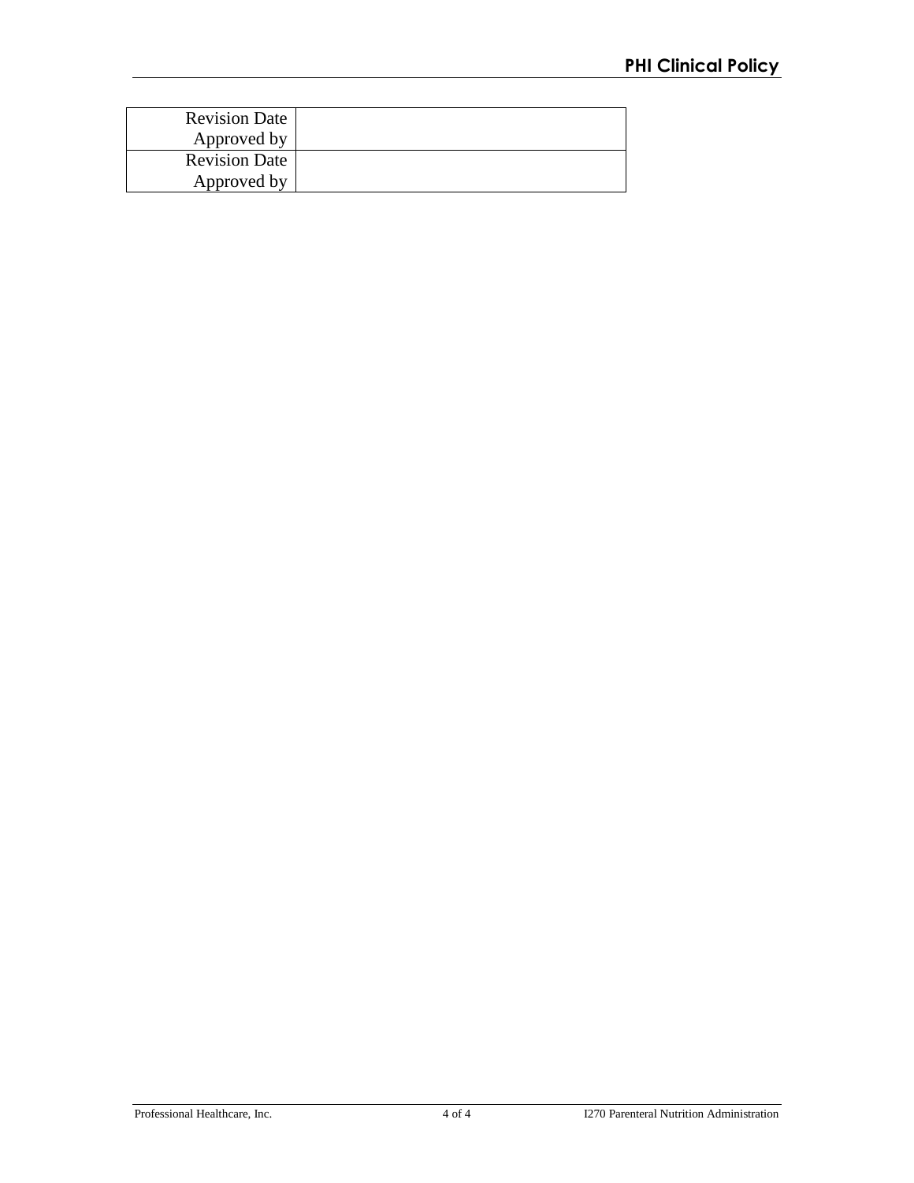| | |
|---|---|
| Revision Date<br>Approved by | |
| Revision Date<br>Approved by | |